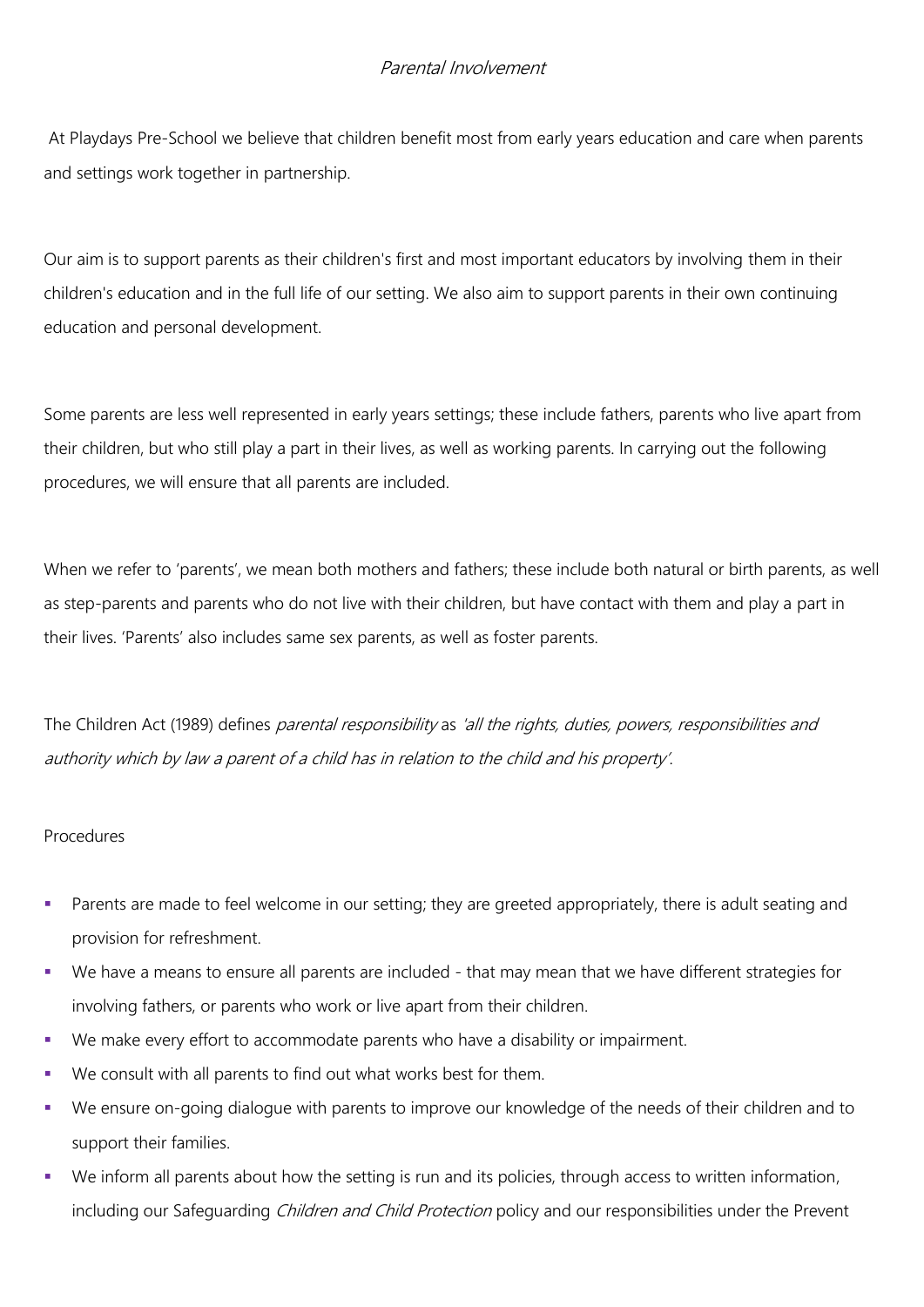# *Parental Involvement*

At Playdays Pre-School we believe that children benefit most from early years education and care when parents and settings work together in partnership.

Our aim is to support parents as their children's first and most important educators by involving them in their children's education and in the full life of our setting. We also aim to support parents in their own continuing education and personal development.

Some parents are less well represented in early years settings; these include fathers, parents who live apart from their children, but who still play a part in their lives, as well as working parents. In carrying out the following procedures, we will ensure that all parents are included.

When we refer to 'parents', we mean both mothers and fathers; these include both natural or birth parents, as well as step-parents and parents who do not live with their children, but have contact with them and play a part in their lives. 'Parents' also includes same sex parents, as well as foster parents.

The Children Act (1989) defines *parental responsibility* as *'all the rights, duties, powers, responsibilities and authority which by law a parent of a child has in relation to the child and his property'*.

## Procedures

- Parents are made to feel welcome in our setting; they are greeted appropriately, there is adult seating and provision for refreshment.
- We have a means to ensure all parents are included - that may mean that we have different strategies for involving fathers, or parents who work or live apart from their children.
- We make every effort to accommodate parents who have a disability or impairment.
- We consult with all parents to find out what works best for them.
- We ensure on-going dialogue with parents to improve our knowledge of the needs of their children and to support their families.
- We inform all parents about how the setting is run and its policies, through access to written information, including our Safeguarding *Children and Child Protection* policy and our responsibilities under the Prevent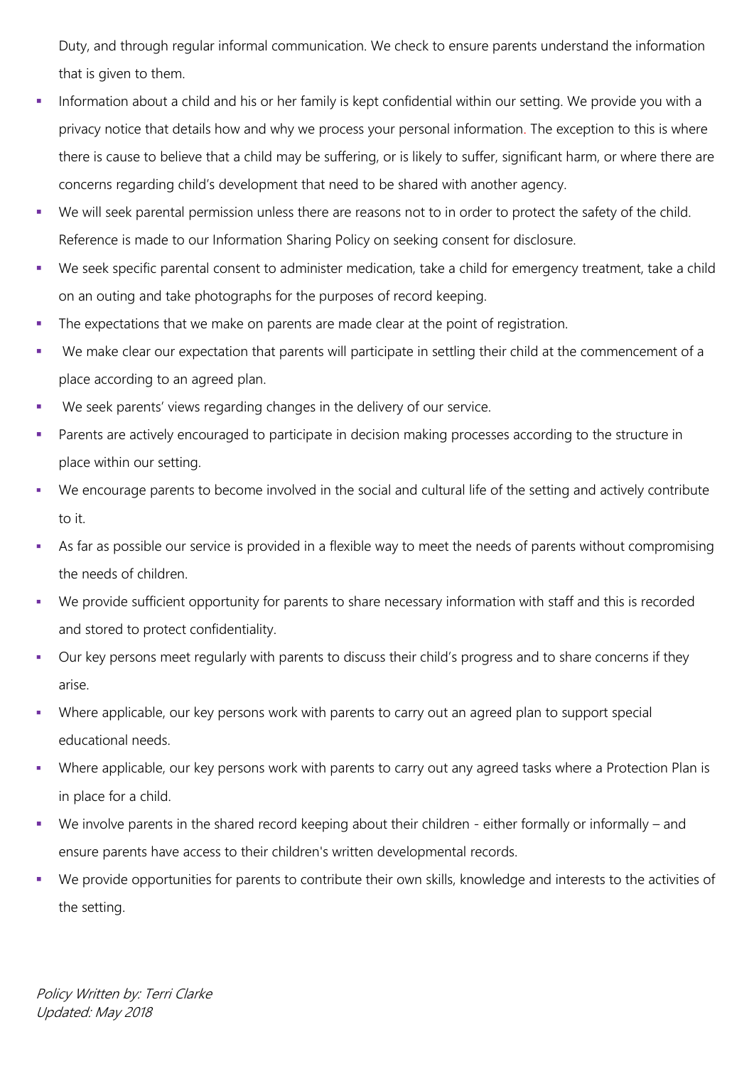Duty, and through regular informal communication. We check to ensure parents understand the information that is given to them.

- Information about a child and his or her family is kept confidential within our setting. We provide you with a privacy notice that details how and why we process your personal information. The exception to this is where there is cause to believe that a child may be suffering, or is likely to suffer, significant harm, or where there are concerns regarding child's development that need to be shared with another agency.
- We will seek parental permission unless there are reasons not to in order to protect the safety of the child. Reference is made to our Information Sharing Policy on seeking consent for disclosure.
- We seek specific parental consent to administer medication, take a child for emergency treatment, take a child on an outing and take photographs for the purposes of record keeping.
- The expectations that we make on parents are made clear at the point of registration.
- We make clear our expectation that parents will participate in settling their child at the commencement of a place according to an agreed plan.
- We seek parents' views regarding changes in the delivery of our service.
- Parents are actively encouraged to participate in decision making processes according to the structure in place within our setting.
- We encourage parents to become involved in the social and cultural life of the setting and actively contribute to it.
- As far as possible our service is provided in a flexible way to meet the needs of parents without compromising the needs of children.
- We provide sufficient opportunity for parents to share necessary information with staff and this is recorded and stored to protect confidentiality.
- Our key persons meet regularly with parents to discuss their child's progress and to share concerns if they arise.
- Where applicable, our key persons work with parents to carry out an agreed plan to support special educational needs.
- Where applicable, our key persons work with parents to carry out any agreed tasks where a Protection Plan is in place for a child.
- We involve parents in the shared record keeping about their children - either formally or informally – and ensure parents have access to their children's written developmental records.
- We provide opportunities for parents to contribute their own skills, knowledge and interests to the activities of the setting.

*Policy Written by: Terri Clarke*
*Updated: May 2018*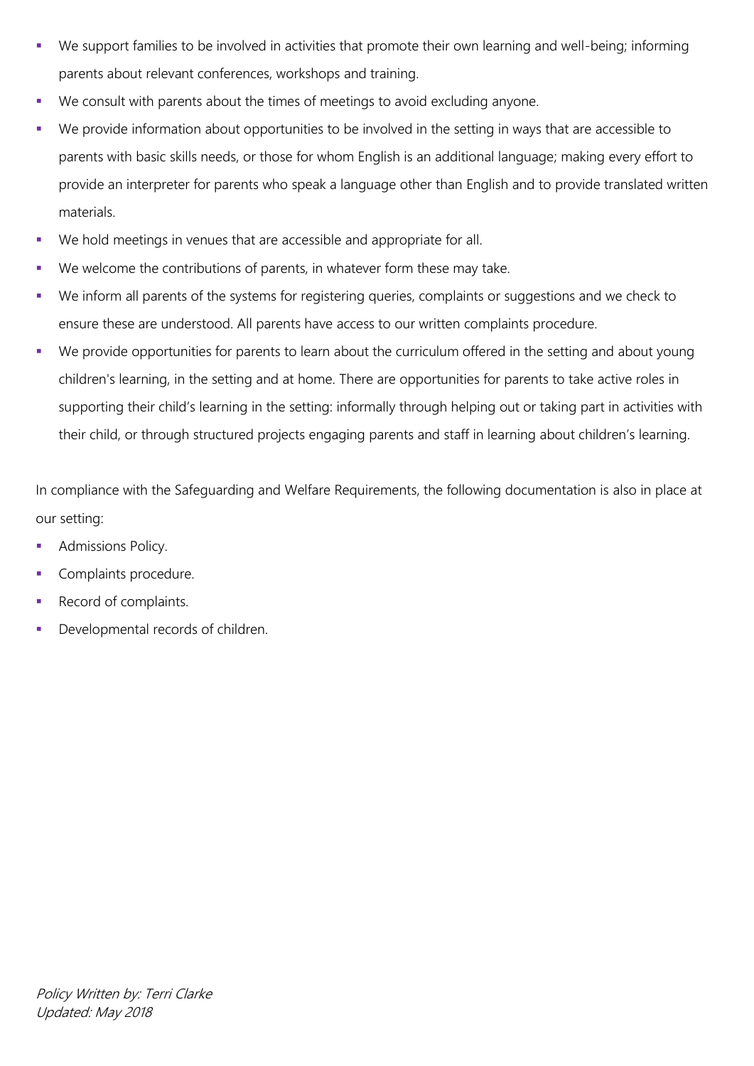- We support families to be involved in activities that promote their own learning and well-being; informing parents about relevant conferences, workshops and training.
- We consult with parents about the times of meetings to avoid excluding anyone.
- We provide information about opportunities to be involved in the setting in ways that are accessible to parents with basic skills needs, or those for whom English is an additional language; making every effort to provide an interpreter for parents who speak a language other than English and to provide translated written materials.
- We hold meetings in venues that are accessible and appropriate for all.
- We welcome the contributions of parents, in whatever form these may take.
- We inform all parents of the systems for registering queries, complaints or suggestions and we check to ensure these are understood. All parents have access to our written complaints procedure.
- We provide opportunities for parents to learn about the curriculum offered in the setting and about young children's learning, in the setting and at home. There are opportunities for parents to take active roles in supporting their child's learning in the setting: informally through helping out or taking part in activities with their child, or through structured projects engaging parents and staff in learning about children's learning.

In compliance with the Safeguarding and Welfare Requirements, the following documentation is also in place at our setting:

- Admissions Policy.
- Complaints procedure.
- Record of complaints.
- Developmental records of children.

*Policy Written by: Terri Clarke*
*Updated: May 2018*